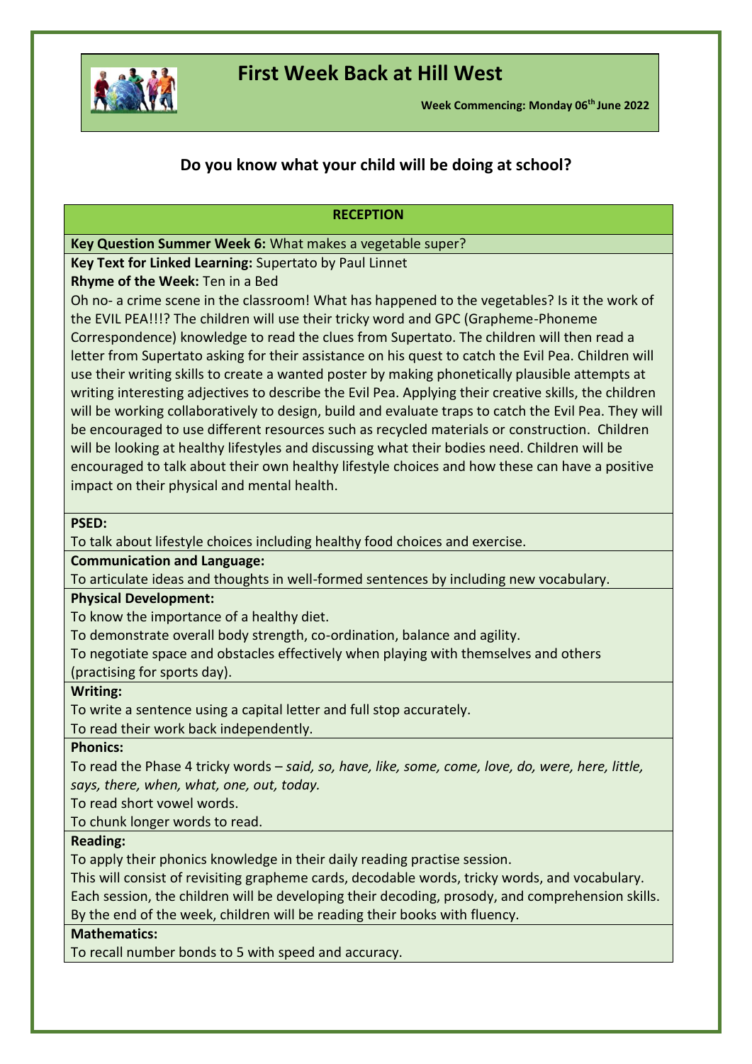# First Week Back at Hill West

**Week Commencing: Monday 06th June 2022**

## Do you know what your child will be doing at school?

### RECEPTION

**Key Question Summer Week 6:** What makes a vegetable super?

**Key Text for Linked Learning:** Supertato by Paul Linnet

**Rhyme of the Week:** Ten in a Bed

Oh no- a crime scene in the classroom! What has happened to the vegetables? Is it the work of the EVIL PEA!!!? The children will use their tricky word and GPC (Grapheme-Phoneme Correspondence) knowledge to read the clues from Supertato. The children will then read a letter from Supertato asking for their assistance on his quest to catch the Evil Pea. Children will use their writing skills to create a wanted poster by making phonetically plausible attempts at writing interesting adjectives to describe the Evil Pea. Applying their creative skills, the children will be working collaboratively to design, build and evaluate traps to catch the Evil Pea. They will be encouraged to use different resources such as recycled materials or construction. Children will be looking at healthy lifestyles and discussing what their bodies need. Children will be encouraged to talk about their own healthy lifestyle choices and how these can have a positive impact on their physical and mental health.

**PSED:**

To talk about lifestyle choices including healthy food choices and exercise.

**Communication and Language:**

To articulate ideas and thoughts in well-formed sentences by including new vocabulary.

**Physical Development:**

To know the importance of a healthy diet.

To demonstrate overall body strength, co-ordination, balance and agility.

To negotiate space and obstacles effectively when playing with themselves and others (practising for sports day).

**Writing:**

To write a sentence using a capital letter and full stop accurately.

To read their work back independently.

**Phonics:**

To read the Phase 4 tricky words – *said, so, have, like, some, come, love, do, were, here, little, says, there, when, what, one, out, today.*

To read short vowel words.

To chunk longer words to read.

**Reading:**

To apply their phonics knowledge in their daily reading practise session.

This will consist of revisiting grapheme cards, decodable words, tricky words, and vocabulary. Each session, the children will be developing their decoding, prosody, and comprehension skills. By the end of the week, children will be reading their books with fluency.

**Mathematics:**

To recall number bonds to 5 with speed and accuracy.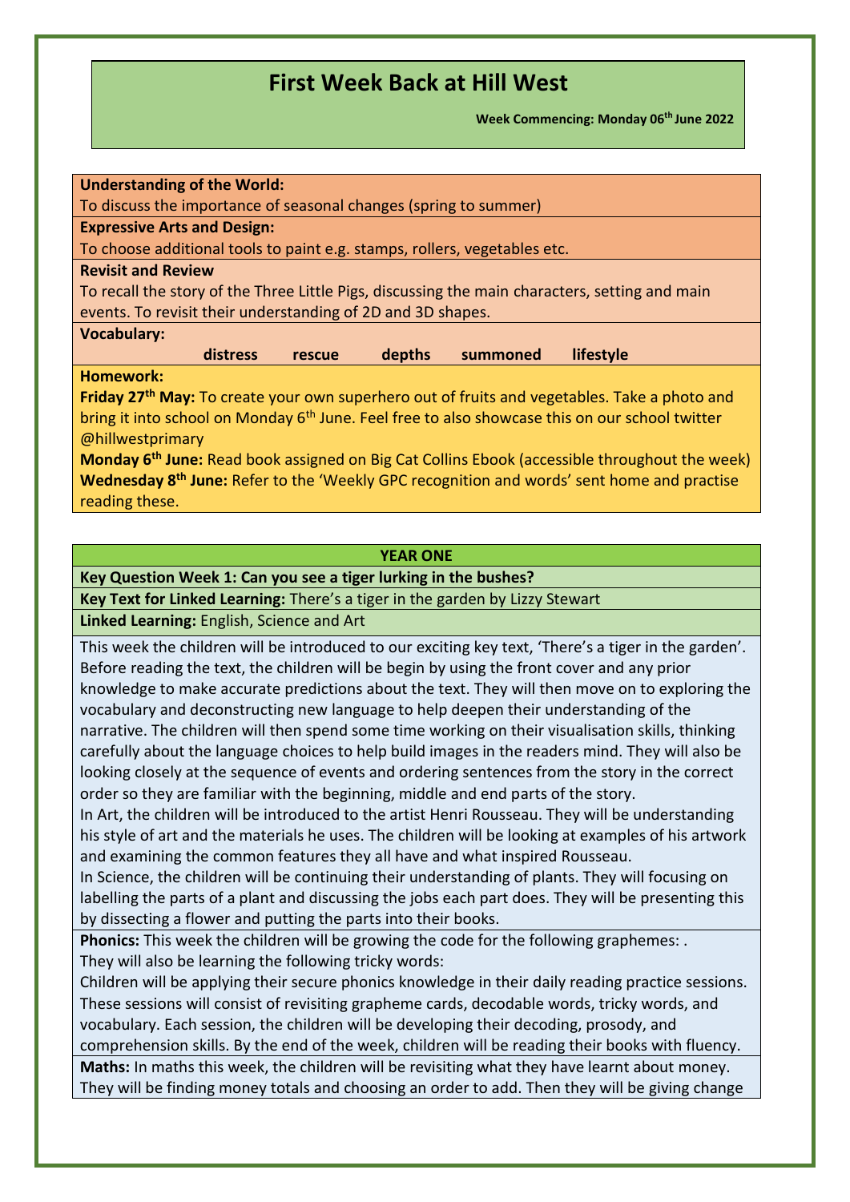# First Week Back at Hill West

**Week Commencing: Monday 06th June 2022**

**Understanding of the World:**
To discuss the importance of seasonal changes (spring to summer)

**Expressive Arts and Design:**
To choose additional tools to paint e.g. stamps, rollers, vegetables etc.

**Revisit and Review**
To recall the story of the Three Little Pigs, discussing the main characters, setting and main events. To revisit their understanding of 2D and 3D shapes.

**Vocabulary:**
**distress rescue depths summoned lifestyle**

**Homework:**
**Friday 27th May:** To create your own superhero out of fruits and vegetables. Take a photo and bring it into school on Monday 6th June. Feel free to also showcase this on our school twitter @hillwestprimary
**Monday 6th June:** Read book assigned on Big Cat Collins Ebook (accessible throughout the week)
**Wednesday 8th June:** Refer to the 'Weekly GPC recognition and words' sent home and practise reading these.

## YEAR ONE

**Key Question Week 1: Can you see a tiger lurking in the bushes?**

**Key Text for Linked Learning:** There's a tiger in the garden by Lizzy Stewart

**Linked Learning:** English, Science and Art

This week the children will be introduced to our exciting key text, 'There's a tiger in the garden'. Before reading the text, the children will be begin by using the front cover and any prior knowledge to make accurate predictions about the text. They will then move on to exploring the vocabulary and deconstructing new language to help deepen their understanding of the narrative. The children will then spend some time working on their visualisation skills, thinking carefully about the language choices to help build images in the readers mind. They will also be looking closely at the sequence of events and ordering sentences from the story in the correct order so they are familiar with the beginning, middle and end parts of the story.
In Art, the children will be introduced to the artist Henri Rousseau. They will be understanding his style of art and the materials he uses. The children will be looking at examples of his artwork and examining the common features they all have and what inspired Rousseau.
In Science, the children will be continuing their understanding of plants. They will focusing on labelling the parts of a plant and discussing the jobs each part does. They will be presenting this by dissecting a flower and putting the parts into their books.

**Phonics:** This week the children will be growing the code for the following graphemes: .
They will also be learning the following tricky words:
Children will be applying their secure phonics knowledge in their daily reading practice sessions. These sessions will consist of revisiting grapheme cards, decodable words, tricky words, and vocabulary. Each session, the children will be developing their decoding, prosody, and comprehension skills. By the end of the week, children will be reading their books with fluency.

**Maths:** In maths this week, the children will be revisiting what they have learnt about money. They will be finding money totals and choosing an order to add. Then they will be giving change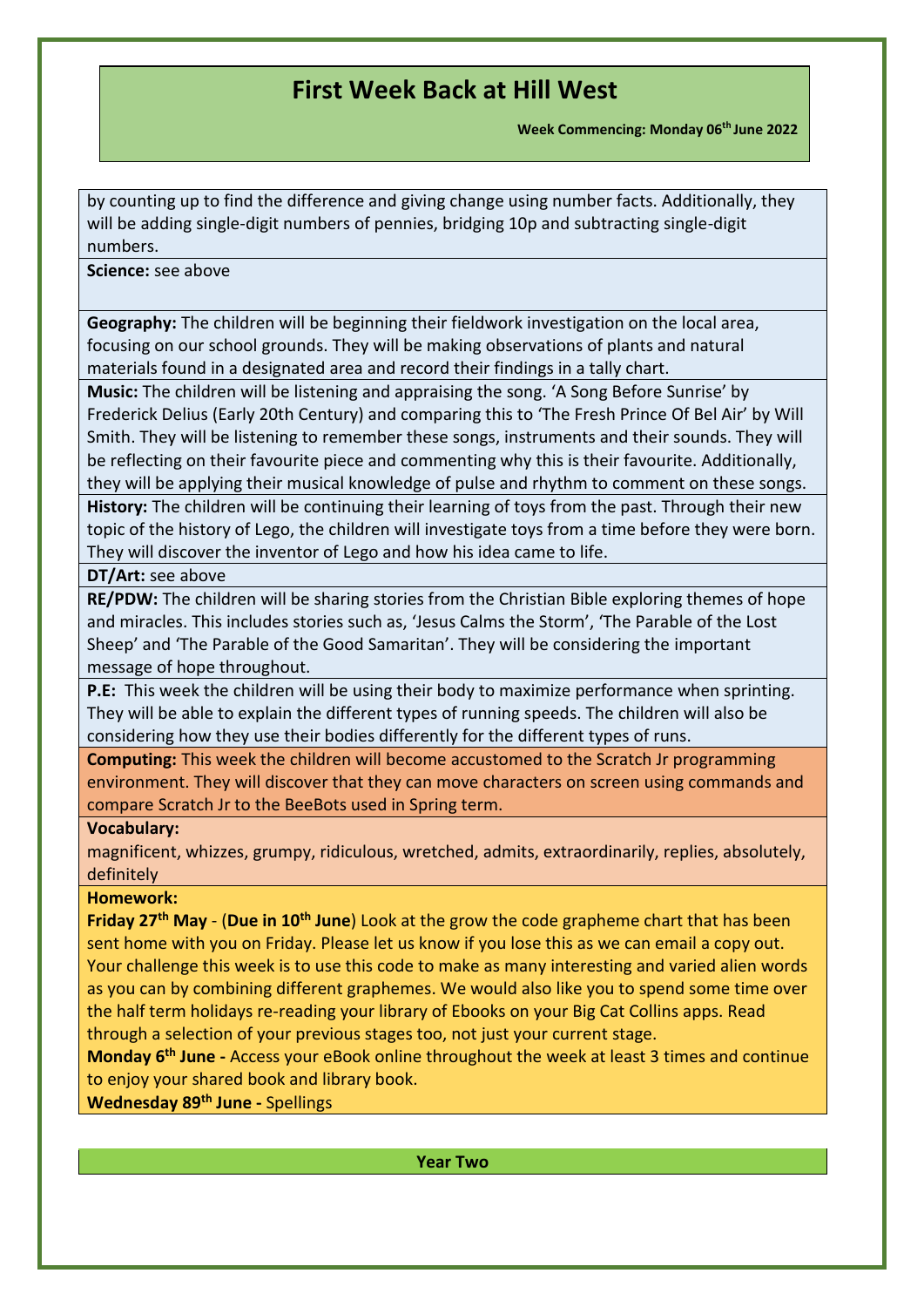# First Week Back at Hill West

**Week Commencing: Monday 06th June 2022**

by counting up to find the difference and giving change using number facts. Additionally, they will be adding single-digit numbers of pennies, bridging 10p and subtracting single-digit numbers.

**Science:** see above

**Geography:** The children will be beginning their fieldwork investigation on the local area, focusing on our school grounds. They will be making observations of plants and natural materials found in a designated area and record their findings in a tally chart.

**Music:** The children will be listening and appraising the song. 'A Song Before Sunrise' by Frederick Delius (Early 20th Century) and comparing this to 'The Fresh Prince Of Bel Air' by Will Smith. They will be listening to remember these songs, instruments and their sounds. They will be reflecting on their favourite piece and commenting why this is their favourite. Additionally, they will be applying their musical knowledge of pulse and rhythm to comment on these songs.

**History:** The children will be continuing their learning of toys from the past. Through their new topic of the history of Lego, the children will investigate toys from a time before they were born. They will discover the inventor of Lego and how his idea came to life.

**DT/Art:** see above

**RE/PDW:** The children will be sharing stories from the Christian Bible exploring themes of hope and miracles. This includes stories such as, 'Jesus Calms the Storm', 'The Parable of the Lost Sheep' and 'The Parable of the Good Samaritan'. They will be considering the important message of hope throughout.

**P.E:** This week the children will be using their body to maximize performance when sprinting. They will be able to explain the different types of running speeds. The children will also be considering how they use their bodies differently for the different types of runs.

**Computing:** This week the children will become accustomed to the Scratch Jr programming environment. They will discover that they can move characters on screen using commands and compare Scratch Jr to the BeeBots used in Spring term.

**Vocabulary:**

magnificent, whizzes, grumpy, ridiculous, wretched, admits, extraordinarily, replies, absolutely, definitely

**Homework:**

**Friday 27th May** - (**Due in 10th June**) Look at the grow the code grapheme chart that has been sent home with you on Friday. Please let us know if you lose this as we can email a copy out. Your challenge this week is to use this code to make as many interesting and varied alien words as you can by combining different graphemes. We would also like you to spend some time over the half term holidays re-reading your library of Ebooks on your Big Cat Collins apps. Read through a selection of your previous stages too, not just your current stage.

**Monday 6th June -** Access your eBook online throughout the week at least 3 times and continue to enjoy your shared book and library book.

**Wednesday 89th June -** Spellings

**Year Two**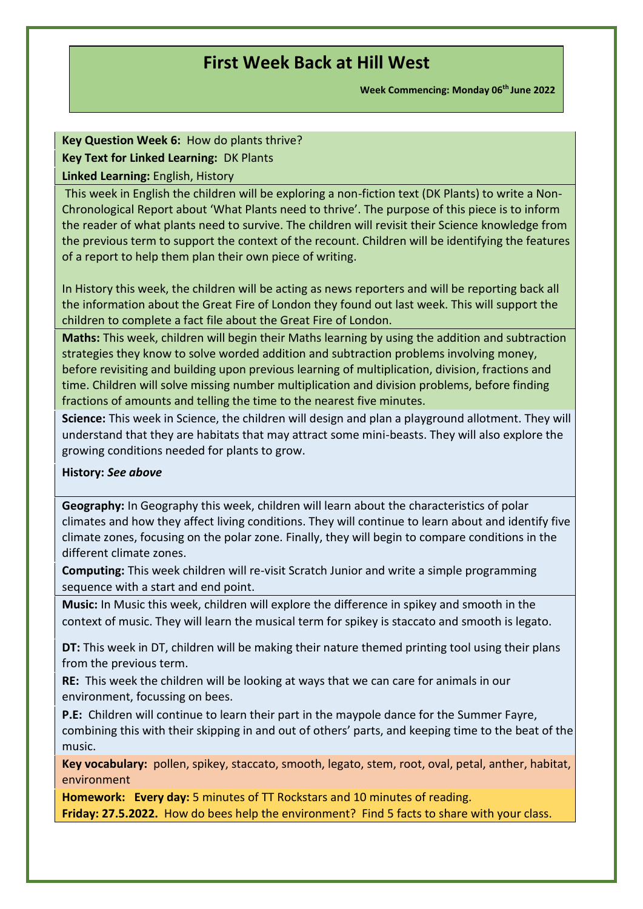# First Week Back at Hill West

**Week Commencing: Monday 06th June 2022**

**Key Question Week 6:** How do plants thrive?

**Key Text for Linked Learning:** DK Plants

**Linked Learning:** English, History

This week in English the children will be exploring a non-fiction text (DK Plants) to write a Non-Chronological Report about 'What Plants need to thrive'. The purpose of this piece is to inform the reader of what plants need to survive. The children will revisit their Science knowledge from the previous term to support the context of the recount. Children will be identifying the features of a report to help them plan their own piece of writing.

In History this week, the children will be acting as news reporters and will be reporting back all the information about the Great Fire of London they found out last week. This will support the children to complete a fact file about the Great Fire of London.

**Maths:** This week, children will begin their Maths learning by using the addition and subtraction strategies they know to solve worded addition and subtraction problems involving money, before revisiting and building upon previous learning of multiplication, division, fractions and time. Children will solve missing number multiplication and division problems, before finding fractions of amounts and telling the time to the nearest five minutes.

**Science:** This week in Science, the children will design and plan a playground allotment. They will understand that they are habitats that may attract some mini-beasts. They will also explore the growing conditions needed for plants to grow.

**History:** ***See above***

**Geography:** In Geography this week, children will learn about the characteristics of polar climates and how they affect living conditions. They will continue to learn about and identify five climate zones, focusing on the polar zone. Finally, they will begin to compare conditions in the different climate zones.

**Computing:** This week children will re-visit Scratch Junior and write a simple programming sequence with a start and end point.

**Music:** In Music this week, children will explore the difference in spikey and smooth in the context of music. They will learn the musical term for spikey is staccato and smooth is legato.

**DT:** This week in DT, children will be making their nature themed printing tool using their plans from the previous term.

**RE:** This week the children will be looking at ways that we can care for animals in our environment, focussing on bees.

**P.E:** Children will continue to learn their part in the maypole dance for the Summer Fayre, combining this with their skipping in and out of others' parts, and keeping time to the beat of the music.

**Key vocabulary:** pollen, spikey, staccato, smooth, legato, stem, root, oval, petal, anther, habitat, environment

**Homework: Every day:** 5 minutes of TT Rockstars and 10 minutes of reading.

**Friday: 27.5.2022.** How do bees help the environment? Find 5 facts to share with your class.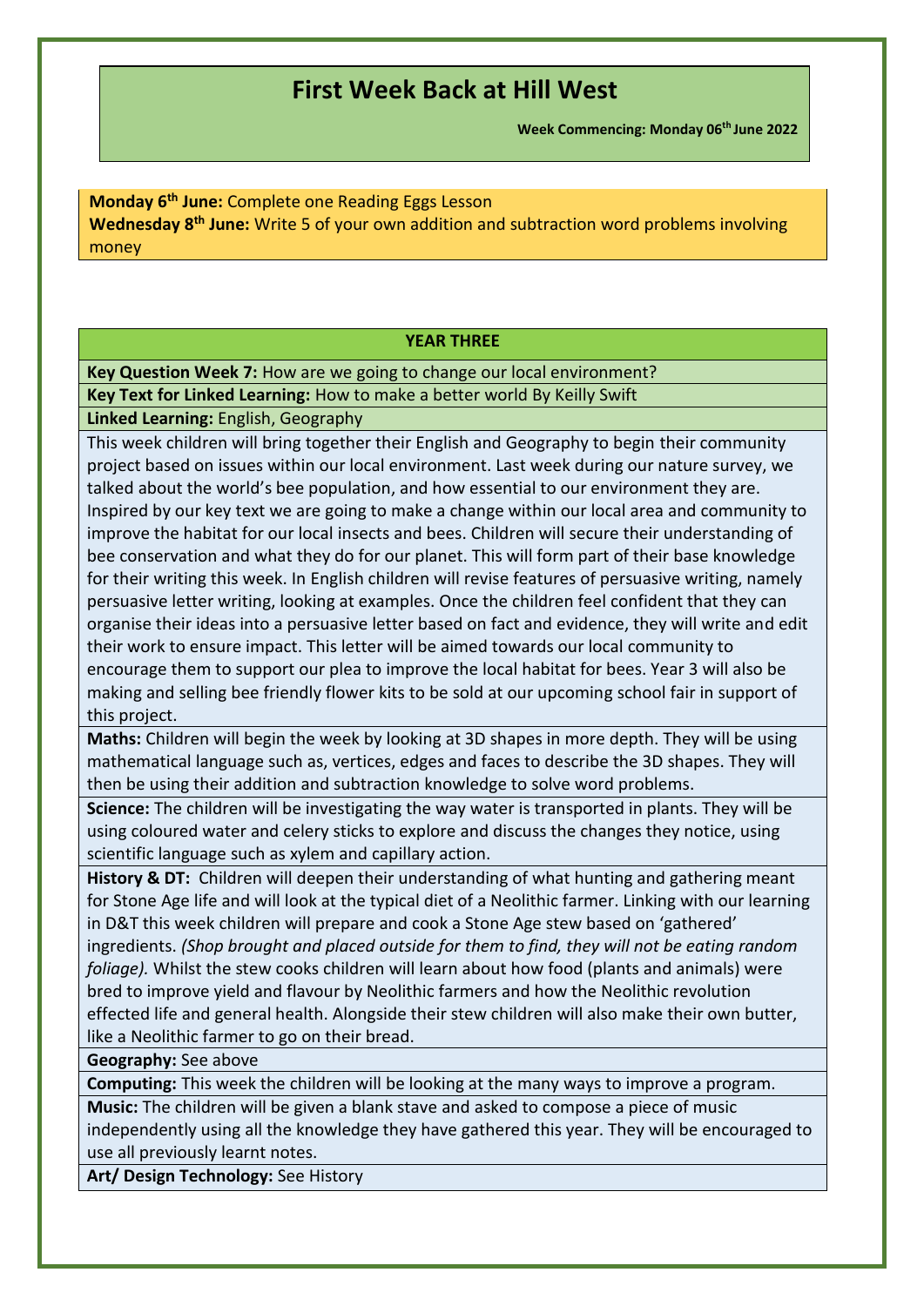# First Week Back at Hill West

**Week Commencing: Monday 06th June 2022**

**Monday 6th June:** Complete one Reading Eggs Lesson
**Wednesday 8th June:** Write 5 of your own addition and subtraction word problems involving money

## YEAR THREE

**Key Question Week 7:** How are we going to change our local environment?

**Key Text for Linked Learning:** How to make a better world By Keilly Swift

**Linked Learning:** English, Geography

This week children will bring together their English and Geography to begin their community project based on issues within our local environment. Last week during our nature survey, we talked about the world's bee population, and how essential to our environment they are. Inspired by our key text we are going to make a change within our local area and community to improve the habitat for our local insects and bees. Children will secure their understanding of bee conservation and what they do for our planet. This will form part of their base knowledge for their writing this week. In English children will revise features of persuasive writing, namely persuasive letter writing, looking at examples. Once the children feel confident that they can organise their ideas into a persuasive letter based on fact and evidence, they will write and edit their work to ensure impact. This letter will be aimed towards our local community to encourage them to support our plea to improve the local habitat for bees. Year 3 will also be making and selling bee friendly flower kits to be sold at our upcoming school fair in support of this project.

**Maths:** Children will begin the week by looking at 3D shapes in more depth. They will be using mathematical language such as, vertices, edges and faces to describe the 3D shapes. They will then be using their addition and subtraction knowledge to solve word problems.

**Science:** The children will be investigating the way water is transported in plants. They will be using coloured water and celery sticks to explore and discuss the changes they notice, using scientific language such as xylem and capillary action.

**History & DT:** Children will deepen their understanding of what hunting and gathering meant for Stone Age life and will look at the typical diet of a Neolithic farmer. Linking with our learning in D&T this week children will prepare and cook a Stone Age stew based on 'gathered' ingredients. *(Shop brought and placed outside for them to find, they will not be eating random foliage).* Whilst the stew cooks children will learn about how food (plants and animals) were bred to improve yield and flavour by Neolithic farmers and how the Neolithic revolution effected life and general health. Alongside their stew children will also make their own butter, like a Neolithic farmer to go on their bread.

**Geography:** See above

**Computing:** This week the children will be looking at the many ways to improve a program.

**Music:** The children will be given a blank stave and asked to compose a piece of music independently using all the knowledge they have gathered this year. They will be encouraged to use all previously learnt notes.

**Art/ Design Technology:** See History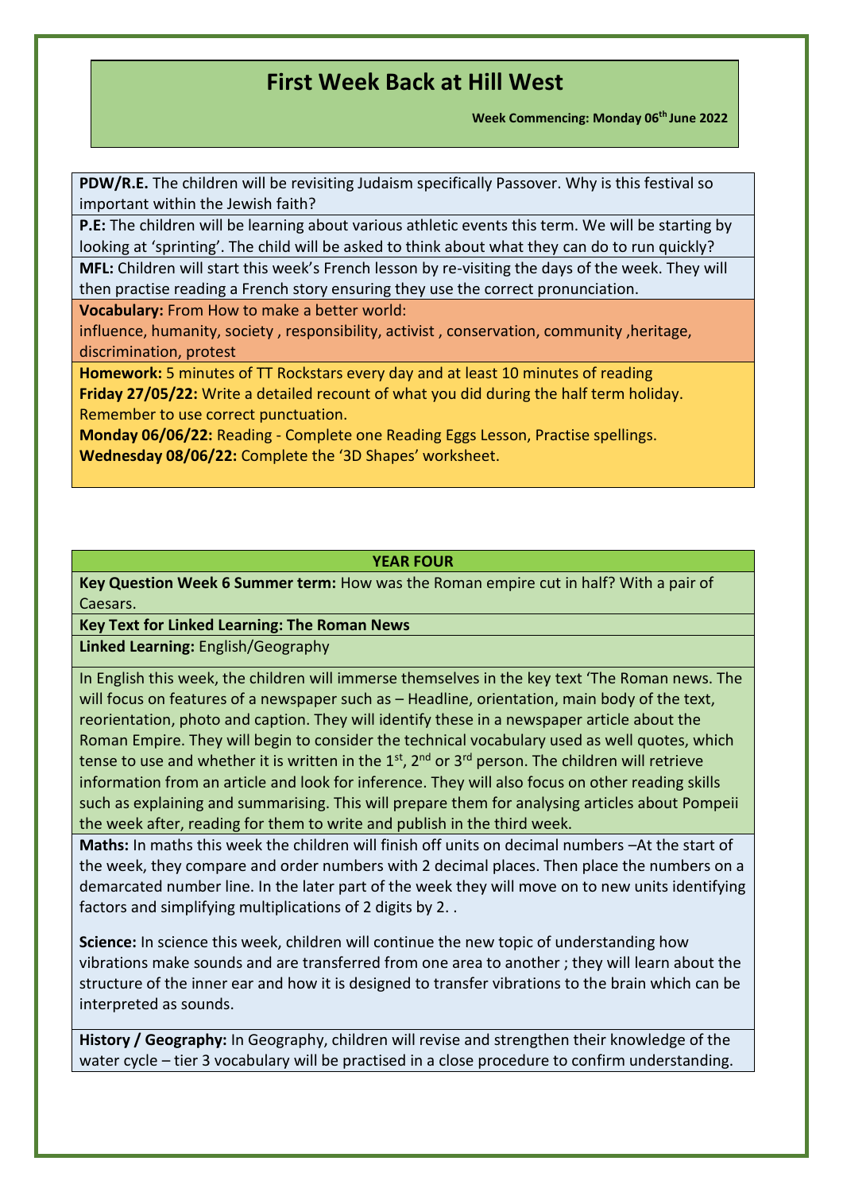# First Week Back at Hill West

**Week Commencing: Monday 06th June 2022**

**PDW/R.E.** The children will be revisiting Judaism specifically Passover. Why is this festival so important within the Jewish faith?

**P.E:** The children will be learning about various athletic events this term. We will be starting by looking at 'sprinting'. The child will be asked to think about what they can do to run quickly?

**MFL:** Children will start this week's French lesson by re-visiting the days of the week. They will then practise reading a French story ensuring they use the correct pronunciation.

**Vocabulary:** From How to make a better world:
influence, humanity, society , responsibility, activist , conservation, community ,heritage, discrimination, protest

**Homework:** 5 minutes of TT Rockstars every day and at least 10 minutes of reading
**Friday 27/05/22:** Write a detailed recount of what you did during the half term holiday. Remember to use correct punctuation.
**Monday 06/06/22:** Reading - Complete one Reading Eggs Lesson, Practise spellings.
**Wednesday 08/06/22:** Complete the '3D Shapes' worksheet.

## YEAR FOUR

**Key Question Week 6 Summer term:** How was the Roman empire cut in half? With a pair of Caesars.

**Key Text for Linked Learning: The Roman News**

**Linked Learning:** English/Geography

In English this week, the children will immerse themselves in the key text 'The Roman news. The will focus on features of a newspaper such as – Headline, orientation, main body of the text, reorientation, photo and caption. They will identify these in a newspaper article about the Roman Empire. They will begin to consider the technical vocabulary used as well quotes, which tense to use and whether it is written in the 1st, 2nd or 3rd person. The children will retrieve information from an article and look for inference. They will also focus on other reading skills such as explaining and summarising. This will prepare them for analysing articles about Pompeii the week after, reading for them to write and publish in the third week.

**Maths:** In maths this week the children will finish off units on decimal numbers –At the start of the week, they compare and order numbers with 2 decimal places. Then place the numbers on a demarcated number line. In the later part of the week they will move on to new units identifying factors and simplifying multiplications of 2 digits by 2. .

**Science:** In science this week, children will continue the new topic of understanding how vibrations make sounds and are transferred from one area to another ; they will learn about the structure of the inner ear and how it is designed to transfer vibrations to the brain which can be interpreted as sounds.

**History / Geography:** In Geography, children will revise and strengthen their knowledge of the water cycle – tier 3 vocabulary will be practised in a close procedure to confirm understanding.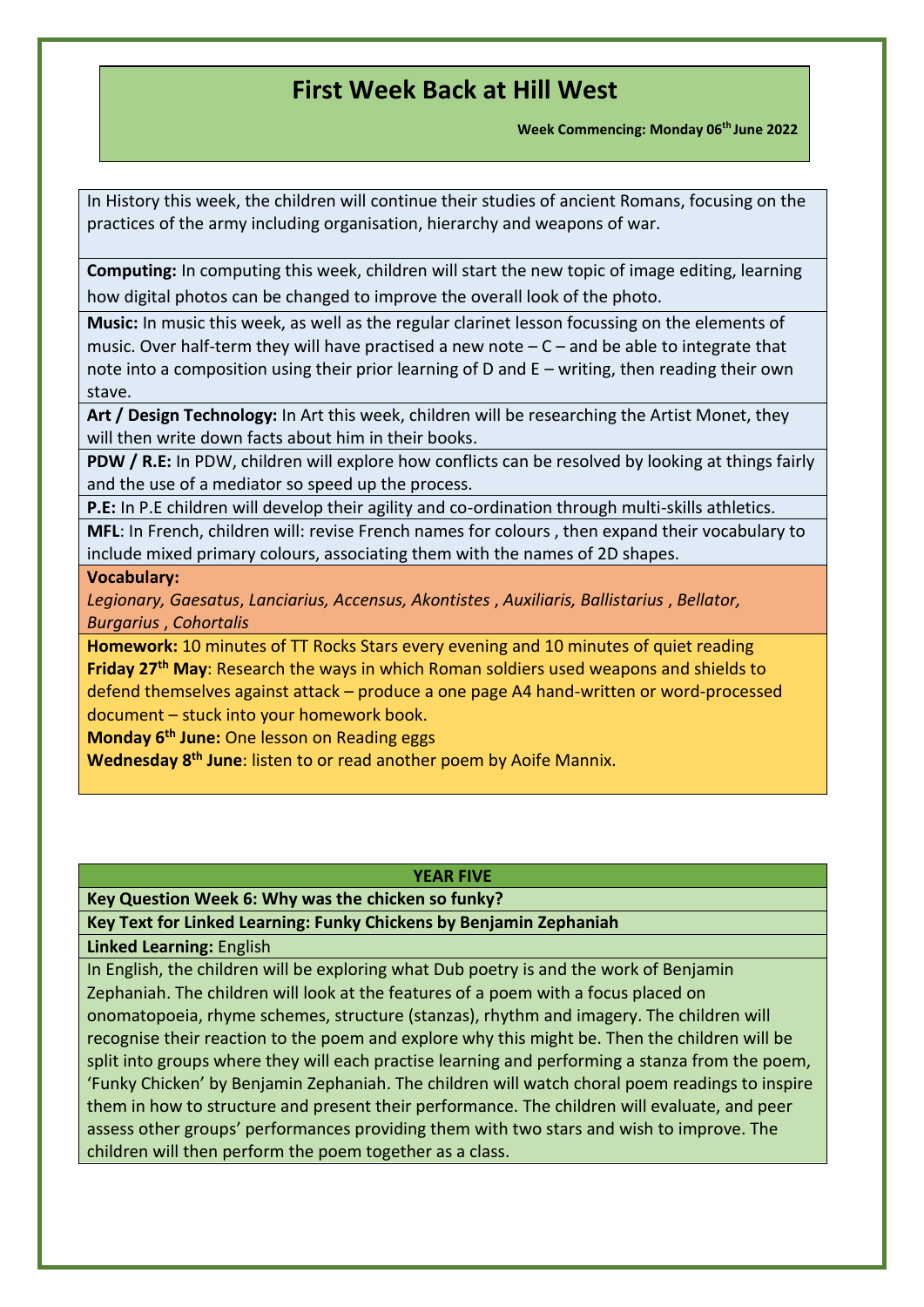# First Week Back at Hill West

**Week Commencing: Monday 06th June 2022**

In History this week, the children will continue their studies of ancient Romans, focusing on the practices of the army including organisation, hierarchy and weapons of war.

**Computing:** In computing this week, children will start the new topic of image editing, learning how digital photos can be changed to improve the overall look of the photo.

**Music:** In music this week, as well as the regular clarinet lesson focussing on the elements of music. Over half-term they will have practised a new note – C – and be able to integrate that note into a composition using their prior learning of D and E – writing, then reading their own stave.

**Art / Design Technology:** In Art this week, children will be researching the Artist Monet, they will then write down facts about him in their books.

**PDW / R.E:** In PDW, children will explore how conflicts can be resolved by looking at things fairly and the use of a mediator so speed up the process.

**P.E:** In P.E children will develop their agility and co-ordination through multi-skills athletics.

**MFL**: In French, children will: revise French names for colours , then expand their vocabulary to include mixed primary colours, associating them with the names of 2D shapes.

**Vocabulary:**
*Legionary, Gaesatus*, *Lanciarius, Accensus, Akontistes* , *Auxiliaris, Ballistarius* , *Bellator, Burgarius* , *Cohortalis*

**Homework:** 10 minutes of TT Rocks Stars every evening and 10 minutes of quiet reading
**Friday 27th May**: Research the ways in which Roman soldiers used weapons and shields to defend themselves against attack – produce a one page A4 hand-written or word-processed document – stuck into your homework book.
**Monday 6th June:** One lesson on Reading eggs
**Wednesday 8th June**: listen to or read another poem by Aoife Mannix.

## YEAR FIVE

**Key Question Week 6: Why was the chicken so funky?**

**Key Text for Linked Learning: Funky Chickens by Benjamin Zephaniah**

**Linked Learning:** English

In English, the children will be exploring what Dub poetry is and the work of Benjamin Zephaniah. The children will look at the features of a poem with a focus placed on onomatopoeia, rhyme schemes, structure (stanzas), rhythm and imagery. The children will recognise their reaction to the poem and explore why this might be. Then the children will be split into groups where they will each practise learning and performing a stanza from the poem, 'Funky Chicken' by Benjamin Zephaniah. The children will watch choral poem readings to inspire them in how to structure and present their performance. The children will evaluate, and peer assess other groups' performances providing them with two stars and wish to improve. The children will then perform the poem together as a class.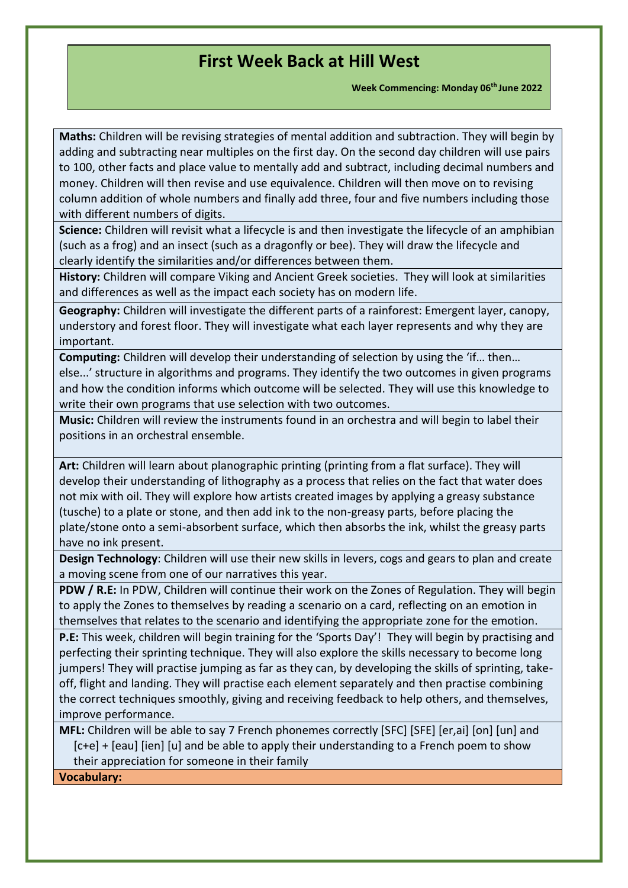# First Week Back at Hill West

**Week Commencing: Monday 06th June 2022**

**Maths:** Children will be revising strategies of mental addition and subtraction. They will begin by adding and subtracting near multiples on the first day. On the second day children will use pairs to 100, other facts and place value to mentally add and subtract, including decimal numbers and money. Children will then revise and use equivalence. Children will then move on to revising column addition of whole numbers and finally add three, four and five numbers including those with different numbers of digits.

**Science:** Children will revisit what a lifecycle is and then investigate the lifecycle of an amphibian (such as a frog) and an insect (such as a dragonfly or bee). They will draw the lifecycle and clearly identify the similarities and/or differences between them.

**History:** Children will compare Viking and Ancient Greek societies. They will look at similarities and differences as well as the impact each society has on modern life.

**Geography:** Children will investigate the different parts of a rainforest: Emergent layer, canopy, understory and forest floor. They will investigate what each layer represents and why they are important.

**Computing:** Children will develop their understanding of selection by using the 'if… then… else...' structure in algorithms and programs. They identify the two outcomes in given programs and how the condition informs which outcome will be selected. They will use this knowledge to write their own programs that use selection with two outcomes.

**Music:** Children will review the instruments found in an orchestra and will begin to label their positions in an orchestral ensemble.

**Art:** Children will learn about planographic printing (printing from a flat surface). They will develop their understanding of lithography as a process that relies on the fact that water does not mix with oil. They will explore how artists created images by applying a greasy substance (tusche) to a plate or stone, and then add ink to the non-greasy parts, before placing the plate/stone onto a semi-absorbent surface, which then absorbs the ink, whilst the greasy parts have no ink present.

**Design Technology**: Children will use their new skills in levers, cogs and gears to plan and create a moving scene from one of our narratives this year.

**PDW / R.E:** In PDW, Children will continue their work on the Zones of Regulation. They will begin to apply the Zones to themselves by reading a scenario on a card, reflecting on an emotion in themselves that relates to the scenario and identifying the appropriate zone for the emotion.

**P.E:** This week, children will begin training for the 'Sports Day'! They will begin by practising and perfecting their sprinting technique. They will also explore the skills necessary to become long jumpers! They will practise jumping as far as they can, by developing the skills of sprinting, take-off, flight and landing. They will practise each element separately and then practise combining the correct techniques smoothly, giving and receiving feedback to help others, and themselves, improve performance.

**MFL:** Children will be able to say 7 French phonemes correctly [SFC] [SFE] [er,ai] [on] [un] and [c+e] + [eau] [ien] [u] and be able to apply their understanding to a French poem to show their appreciation for someone in their family

**Vocabulary:**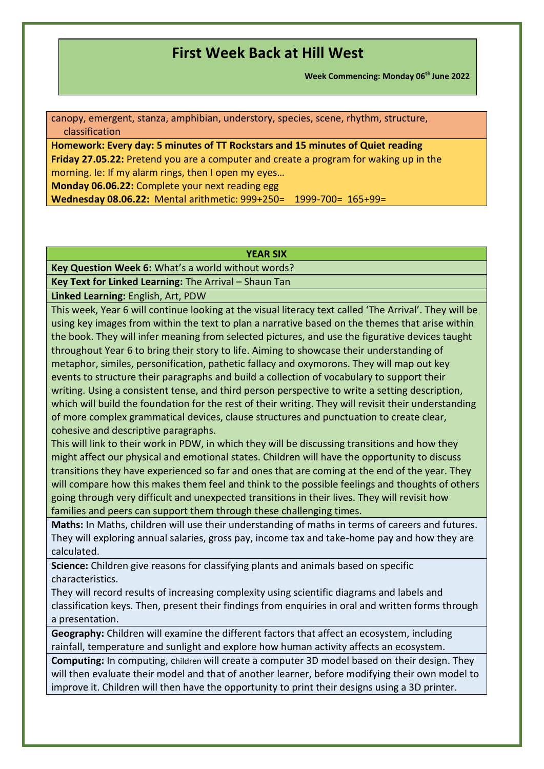# First Week Back at Hill West

**Week Commencing: Monday 06th June 2022**

canopy, emergent, stanza, amphibian, understory, species, scene, rhythm, structure, classification

**Homework: Every day: 5 minutes of TT Rockstars and 15 minutes of Quiet reading**

**Friday 27.05.22:** Pretend you are a computer and create a program for waking up in the morning. Ie: If my alarm rings, then I open my eyes…

**Monday 06.06.22:** Complete your next reading egg

**Wednesday 08.06.22:** Mental arithmetic: 999+250= 1999-700= 165+99=

## YEAR SIX

**Key Question Week 6:** What's a world without words?

**Key Text for Linked Learning:** The Arrival – Shaun Tan

**Linked Learning:** English, Art, PDW

This week, Year 6 will continue looking at the visual literacy text called 'The Arrival'. They will be using key images from within the text to plan a narrative based on the themes that arise within the book. They will infer meaning from selected pictures, and use the figurative devices taught throughout Year 6 to bring their story to life. Aiming to showcase their understanding of metaphor, similes, personification, pathetic fallacy and oxymorons. They will map out key events to structure their paragraphs and build a collection of vocabulary to support their writing. Using a consistent tense, and third person perspective to write a setting description, which will build the foundation for the rest of their writing. They will revisit their understanding of more complex grammatical devices, clause structures and punctuation to create clear, cohesive and descriptive paragraphs.

This will link to their work in PDW, in which they will be discussing transitions and how they might affect our physical and emotional states. Children will have the opportunity to discuss transitions they have experienced so far and ones that are coming at the end of the year. They will compare how this makes them feel and think to the possible feelings and thoughts of others going through very difficult and unexpected transitions in their lives. They will revisit how families and peers can support them through these challenging times.

**Maths:** In Maths, children will use their understanding of maths in terms of careers and futures. They will exploring annual salaries, gross pay, income tax and take-home pay and how they are calculated.

**Science:** Children give reasons for classifying plants and animals based on specific characteristics.

They will record results of increasing complexity using scientific diagrams and labels and classification keys. Then, present their findings from enquiries in oral and written forms through a presentation.

**Geography:** Children will examine the different factors that affect an ecosystem, including rainfall, temperature and sunlight and explore how human activity affects an ecosystem.

**Computing:** In computing, Children will create a computer 3D model based on their design. They will then evaluate their model and that of another learner, before modifying their own model to improve it. Children will then have the opportunity to print their designs using a 3D printer.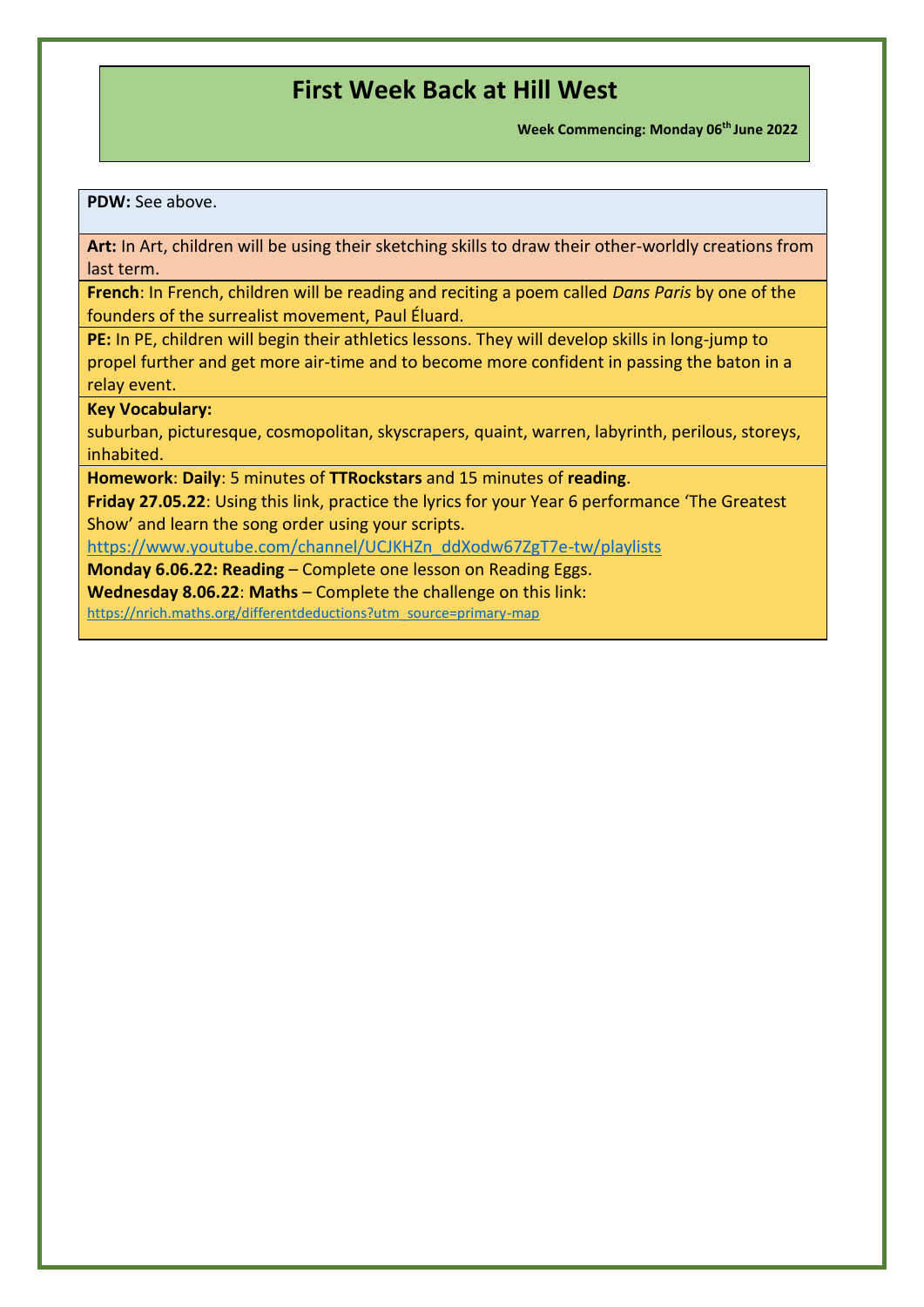# First Week Back at Hill West

**Week Commencing: Monday 06th June 2022**

**PDW:** See above.

**Art:** In Art, children will be using their sketching skills to draw their other-worldly creations from last term.

**French**: In French, children will be reading and reciting a poem called *Dans Paris* by one of the founders of the surrealist movement, Paul Éluard.

**PE:** In PE, children will begin their athletics lessons. They will develop skills in long-jump to propel further and get more air-time and to become more confident in passing the baton in a relay event.

**Key Vocabulary:**
suburban, picturesque, cosmopolitan, skyscrapers, quaint, warren, labyrinth, perilous, storeys, inhabited.

**Homework**: **Daily**: 5 minutes of **TTRockstars** and 15 minutes of **reading**.
**Friday 27.05.22**: Using this link, practice the lyrics for your Year 6 performance 'The Greatest Show' and learn the song order using your scripts.
https://www.youtube.com/channel/UCJKHZn_ddXodw67ZgT7e-tw/playlists
**Monday 6.06.22: Reading** – Complete one lesson on Reading Eggs.
**Wednesday 8.06.22**: **Maths** – Complete the challenge on this link:
https://nrich.maths.org/differentdeductions?utm_source=primary-map